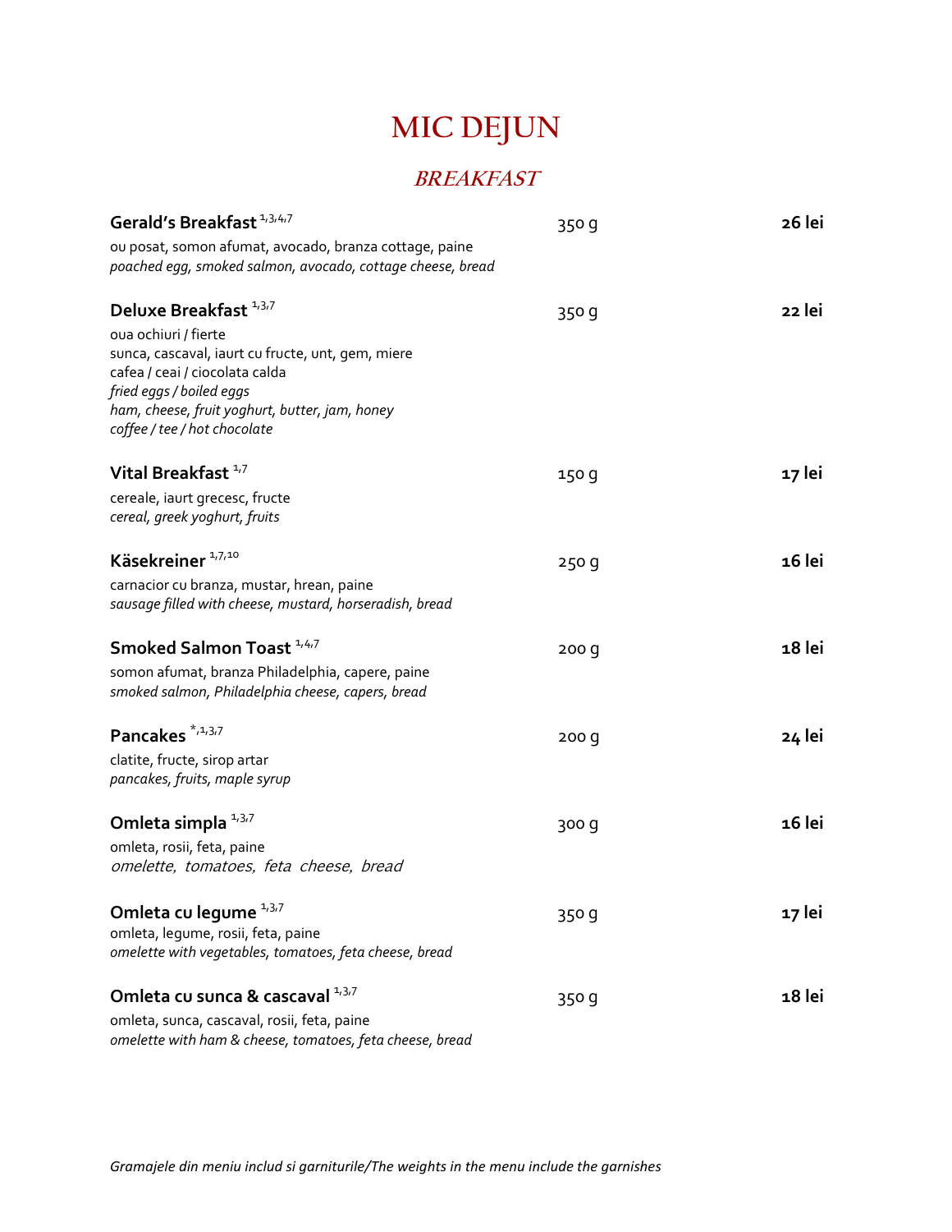# MIC DEJUN

## *BREAKFAST*

**Gerald's Breakfast** [1,3,4,7] — 350 g — **26 lei**
ou posat, somon afumat, avocado, branza cottage, paine
*poached egg, smoked salmon, avocado, cottage cheese, bread*

**Deluxe Breakfast** [1,3,7] — 350 g — **22 lei**
oua ochiuri / fierte
sunca, cascaval, iaurt cu fructe, unt, gem, miere
cafea / ceai / ciocolata calda
*fried eggs / boiled eggs*
*ham, cheese, fruit yoghurt, butter, jam, honey*
*coffee / tee / hot chocolate*

**Vital Breakfast** [1,7] — 150 g — **17 lei**
cereale, iaurt grecesc, fructe
*cereal, greek yoghurt, fruits*

**Käsekreiner** [1,7,10] — 250 g — **16 lei**
carnacior cu branza, mustar, hrean, paine
*sausage filled with cheese, mustard, horseradish, bread*

**Smoked Salmon Toast** [1,4,7] — 200 g — **18 lei**
somon afumat, branza Philadelphia, capere, paine
*smoked salmon, Philadelphia cheese, capers, bread*

**Pancakes** [*,1,3,7] — 200 g — **24 lei**
clatite, fructe, sirop artar
*pancakes, fruits, maple syrup*

**Omleta simpla** [1,3,7] — 300 g — **16 lei**
omleta, rosii, feta, paine
*omelette, tomatoes, feta cheese, bread*

**Omleta cu legume** [1,3,7] — 350 g — **17 lei**
omleta, legume, rosii, feta, paine
*omelette with vegetables, tomatoes, feta cheese, bread*

**Omleta cu sunca & cascaval** [1,3,7] — 350 g — **18 lei**
omleta, sunca, cascaval, rosii, feta, paine
*omelette with ham & cheese, tomatoes, feta cheese, bread*

*Gramajele din meniu includ si garniturile/The weights in the menu include the garnishes*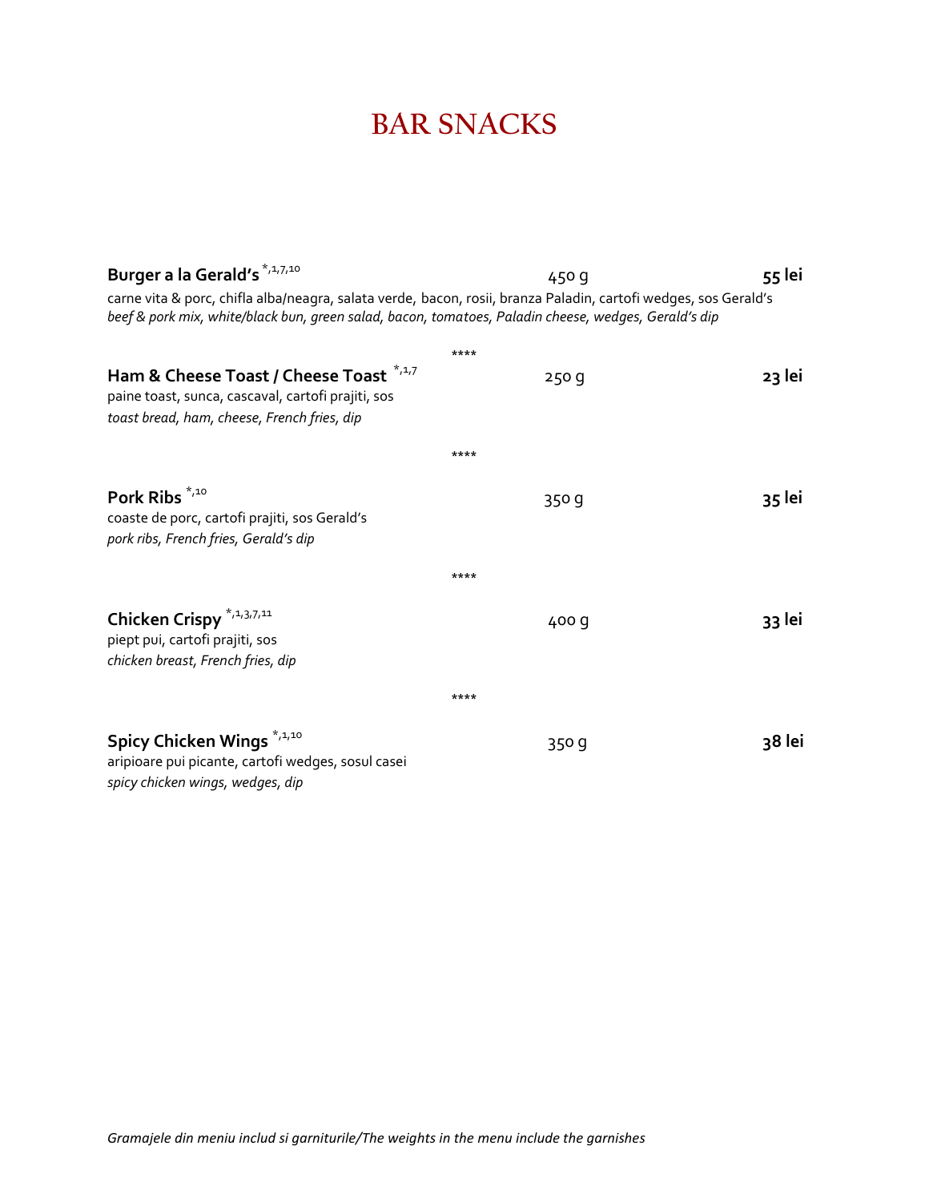# BAR SNACKS

**Burger a la Gerald's** [*,1,7,10] 450 g **55 lei**

carne vita & porc, chifla alba/neagra, salata verde, bacon, rosii, branza Paladin, cartofi wedges, sos Gerald's
*beef & pork mix, white/black bun, green salad, bacon, tomatoes, Paladin cheese, wedges, Gerald's dip*

****

**Ham & Cheese Toast / Cheese Toast** [*,1,7] 250 g **23 lei**

paine toast, sunca, cascaval, cartofi prajiti, sos
*toast bread, ham, cheese, French fries, dip*

****

**Pork Ribs** [*,10] 350 g **35 lei**

coaste de porc, cartofi prajiti, sos Gerald's
*pork ribs, French fries, Gerald's dip*

****

**Chicken Crispy** [*,1,3,7,11] 400 g **33 lei**

piept pui, cartofi prajiti, sos
*chicken breast, French fries, dip*

****

**Spicy Chicken Wings** [*,1,10] 350 g **38 lei**

aripioare pui picante, cartofi wedges, sosul casei
*spicy chicken wings, wedges, dip*

*Gramajele din meniu includ si garniturile/The weights in the menu include the garnishes*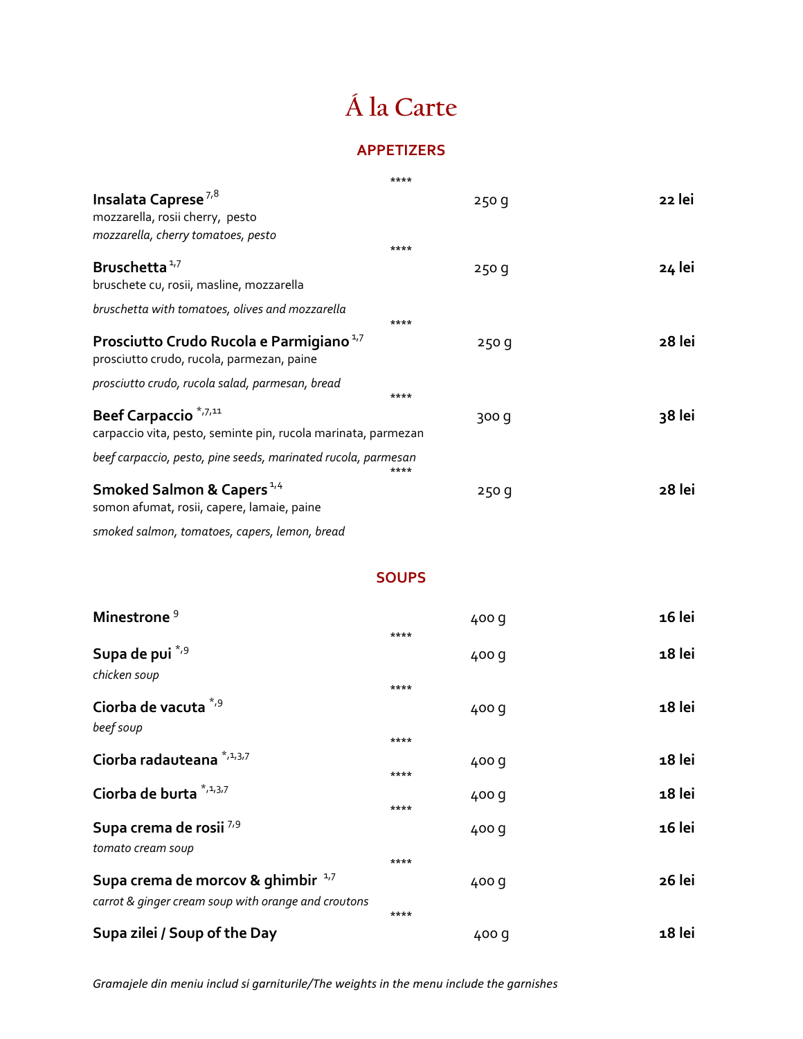# Á la Carte

## APPETIZERS

\*\*\*\*

**Insalata Caprese** [7,8] — 250 g — **22 lei**
mozzarella, rosii cherry, pesto
*mozzarella, cherry tomatoes, pesto*

\*\*\*\*

**Bruschetta** [1,7] — 250 g — **24 lei**
bruschete cu, rosii, masline, mozzarella
*bruschetta with tomatoes, olives and mozzarella*

\*\*\*\*

**Prosciutto Crudo Rucola e Parmigiano** [1,7] — 250 g — **28 lei**
prosciutto crudo, rucola, parmezan, paine
*prosciutto crudo, rucola salad, parmesan, bread*

\*\*\*\*

**Beef Carpaccio** [*,7,11] — 300 g — **38 lei**
carpaccio vita, pesto, seminte pin, rucola marinata, parmezan
*beef carpaccio, pesto, pine seeds, marinated rucola, parmesan*

\*\*\*\*

**Smoked Salmon & Capers** [1,4] — 250 g — **28 lei**
somon afumat, rosii, capere, lamaie, paine
*smoked salmon, tomatoes, capers, lemon, bread*

## SOUPS

**Minestrone** [9] — 400 g — **16 lei**

\*\*\*\*

**Supa de pui** [*,9] — 400 g — **18 lei**
*chicken soup*

\*\*\*\*

**Ciorba de vacuta** [*,9] — 400 g — **18 lei**
*beef soup*

\*\*\*\*

**Ciorba radauteana** [*,1,3,7] — 400 g — **18 lei**

\*\*\*\*

**Ciorba de burta** [*,1,3,7] — 400 g — **18 lei**

\*\*\*\*

**Supa crema de rosii** [7,9] — 400 g — **16 lei**
*tomato cream soup*

\*\*\*\*

**Supa crema de morcov & ghimbir** [1,7] — 400 g — **26 lei**
*carrot & ginger cream soup with orange and croutons*

\*\*\*\*

**Supa zilei / Soup of the Day** — 400 g — **18 lei**

*Gramajele din meniu includ si garniturile/The weights in the menu include the garnishes*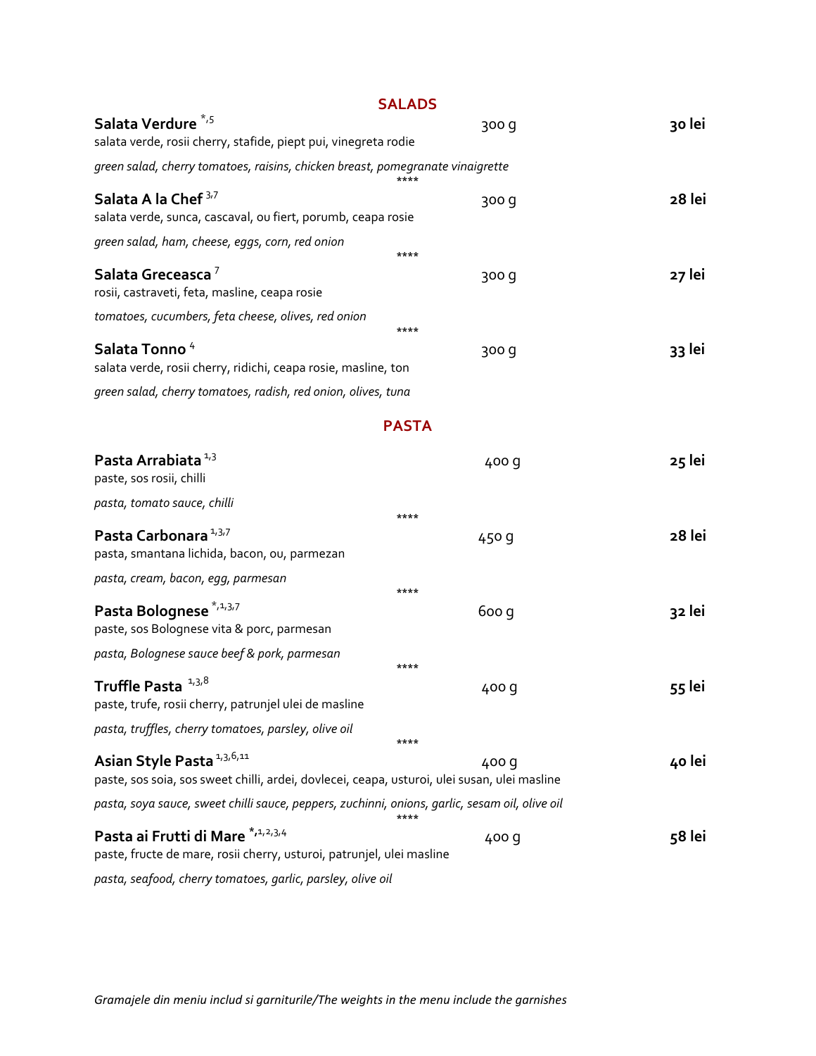## SALADS

**Salata Verdure** [*,5] — 300 g — **30 lei**
salata verde, rosii cherry, stafide, piept pui, vinegreta rodie

*green salad, cherry tomatoes, raisins, chicken breast, pomegranate vinaigrette*

\*\*\*\*

**Salata A la Chef** [3,7] — 300 g — **28 lei**
salata verde, sunca, cascaval, ou fiert, porumb, ceapa rosie

*green salad, ham, cheese, eggs, corn, red onion*

\*\*\*\*

**Salata Greceasca** [7] — 300 g — **27 lei**
rosii, castraveti, feta, masline, ceapa rosie

*tomatoes, cucumbers, feta cheese, olives, red onion*

\*\*\*\*

**Salata Tonno** [4] — 300 g — **33 lei**
salata verde, rosii cherry, ridichi, ceapa rosie, masline, ton

*green salad, cherry tomatoes, radish, red onion, olives, tuna*

## PASTA

**Pasta Arrabiata** [1,3] — 400 g — **25 lei**
paste, sos rosii, chilli

*pasta, tomato sauce, chilli*

\*\*\*\*

**Pasta Carbonara** [1,3,7] — 450 g — **28 lei**
pasta, smantana lichida, bacon, ou, parmezan

*pasta, cream, bacon, egg, parmesan*

\*\*\*\*

**Pasta Bolognese** [*,1,3,7] — 600 g — **32 lei**
paste, sos Bolognese vita & porc, parmesan

*pasta, Bolognese sauce beef & pork, parmesan*

\*\*\*\*

**Truffle Pasta** [1,3,8] — 400 g — **55 lei**
paste, trufe, rosii cherry, patrunjel ulei de masline

*pasta, truffles, cherry tomatoes, parsley, olive oil*

\*\*\*\*

**Asian Style Pasta** [1,3,6,11] — 400 g — **40 lei**
paste, sos soia, sos sweet chilli, ardei, dovlecei, ceapa, usturoi, ulei susan, ulei masline

*pasta, soya sauce, sweet chilli sauce, peppers, zuchinni, onions, garlic, sesam oil, olive oil*

\*\*\*\*

**Pasta ai Frutti di Mare** [*,1,2,3,4] — 400 g — **58 lei**
paste, fructe de mare, rosii cherry, usturoi, patrunjel, ulei masline

*pasta, seafood, cherry tomatoes, garlic, parsley, olive oil*

*Gramajele din meniu includ si garniturile/The weights in the menu include the garnishes*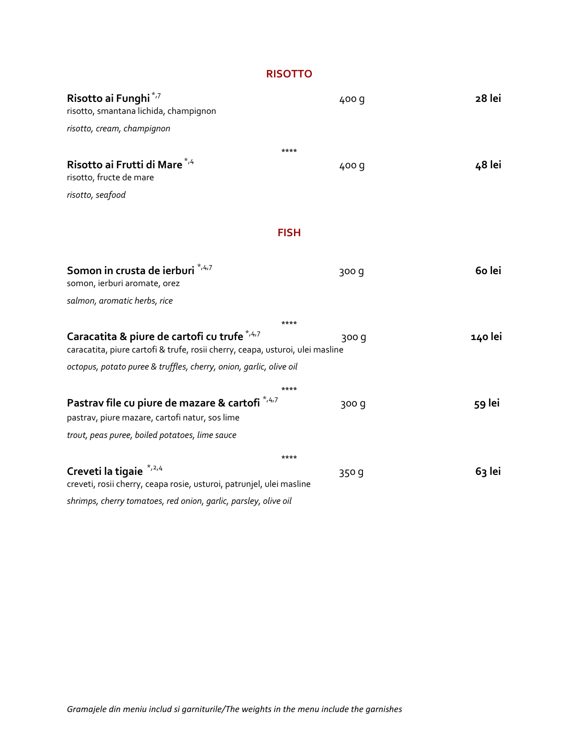## RISOTTO

**Risotto ai Funghi** *,7 — 400 g — **28 lei**
risotto, smantana lichida, champignon
*risotto, cream, champignon*

****

**Risotto ai Frutti di Mare** *,4 — 400 g — **48 lei**
risotto, fructe de mare
*risotto, seafood*

## FISH

**Somon in crusta de ierburi** *,4,7 — 300 g — **60 lei**
somon, ierburi aromate, orez
*salmon, aromatic herbs, rice*

****

**Caracatita & piure de cartofi cu trufe** *,4,7 — 300 g — **140 lei**
caracatita, piure cartofi & trufe, rosii cherry, ceapa, usturoi, ulei masline
*octopus, potato puree & truffles, cherry, onion, garlic, olive oil*

****

**Pastrav file cu piure de mazare & cartofi** *,4,7 — 300 g — **59 lei**
pastrav, piure mazare, cartofi natur, sos lime
*trout, peas puree, boiled potatoes, lime sauce*

****

**Creveti la tigaie** *,2,4 — 350 g — **63 lei**
creveti, rosii cherry, ceapa rosie, usturoi, patrunjel, ulei masline
*shrimps, cherry tomatoes, red onion, garlic, parsley, olive oil*

*Gramajele din meniu includ si garniturile/The weights in the menu include the garnishes*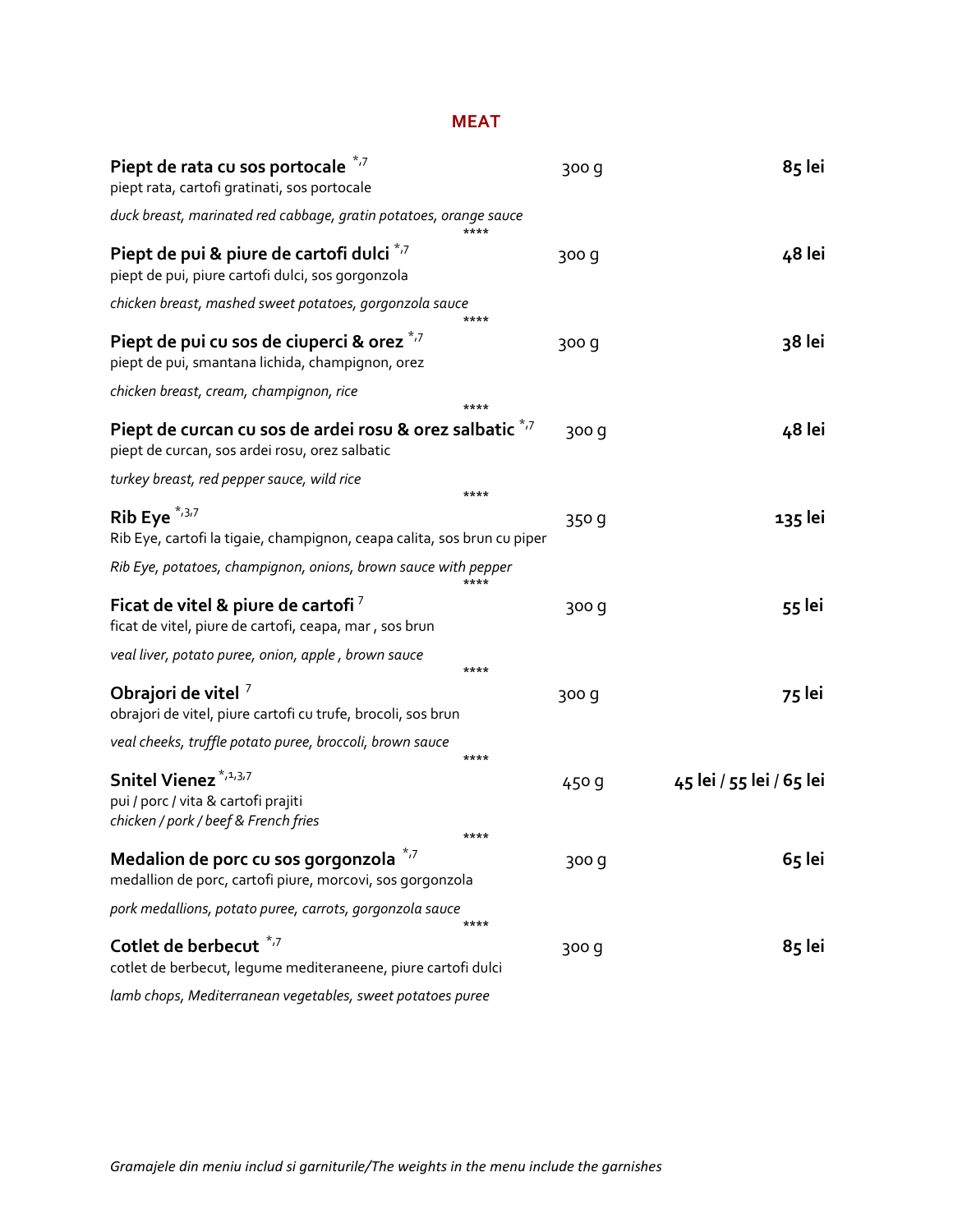## MEAT

**Piept de rata cu sos portocale** *,7 — 300 g — **85 lei**
piept rata, cartofi gratinati, sos portocale

*duck breast, marinated red cabbage, gratin potatoes, orange sauce*

****

**Piept de pui & piure de cartofi dulci** *,7 — 300 g — **48 lei**
piept de pui, piure cartofi dulci, sos gorgonzola

*chicken breast, mashed sweet potatoes, gorgonzola sauce*

****

**Piept de pui cu sos de ciuperci & orez** *,7 — 300 g — **38 lei**
piept de pui, smantana lichida, champignon, orez

*chicken breast, cream, champignon, rice*

****

**Piept de curcan cu sos de ardei rosu & orez salbatic** *,7 — 300 g — **48 lei**
piept de curcan, sos ardei rosu, orez salbatic

*turkey breast, red pepper sauce, wild rice*

****

**Rib Eye** *,3,7 — 350 g — **135 lei**
Rib Eye, cartofi la tigaie, champignon, ceapa calita, sos brun cu piper

*Rib Eye, potatoes, champignon, onions, brown sauce with pepper*

****

**Ficat de vitel & piure de cartofi** 7 — 300 g — **55 lei**
ficat de vitel, piure de cartofi, ceapa, mar , sos brun

*veal liver, potato puree, onion, apple , brown sauce*

****

**Obrajori de vitel** 7 — 300 g — **75 lei**
obrajori de vitel, piure cartofi cu trufe, brocoli, sos brun

*veal cheeks, truffle potato puree, broccoli, brown sauce*

****

**Snitel Vienez** *,1,3,7 — 450 g — **45 lei / 55 lei / 65 lei**
pui / porc / vita & cartofi prajiti
*chicken / pork / beef & French fries*

****

**Medalion de porc cu sos gorgonzola** *,7 — 300 g — **65 lei**
medallion de porc, cartofi piure, morcovi, sos gorgonzola

*pork medallions, potato puree, carrots, gorgonzola sauce*

****

**Cotlet de berbecut** *,7 — 300 g — **85 lei**
cotlet de berbecut, legume mediteraneene, piure cartofi dulci

*lamb chops, Mediterranean vegetables, sweet potatoes puree*

*Gramajele din meniu includ si garniturile/The weights in the menu include the garnishes*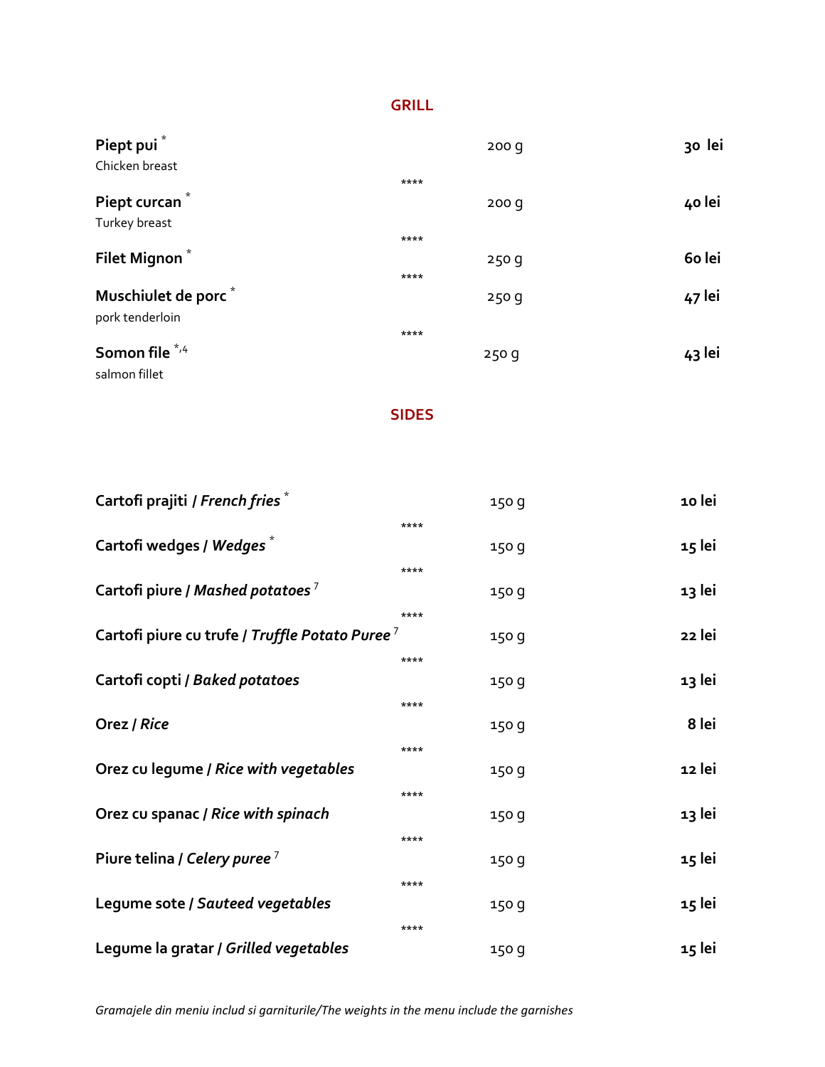## GRILL

**Piept pui** *
Chicken breast — 200 g — **30 lei**

****

**Piept curcan** *
Turkey breast — 200 g — **40 lei**

****

**Filet Mignon** * — 250 g — **60 lei**

****

**Muschiulet de porc** *
pork tenderloin — 250 g — **47 lei**

****

**Somon file** *,4
salmon fillet — 250 g — **43 lei**

## SIDES

**Cartofi prajiti / *French fries*** * — 150 g — **10 lei**

****

**Cartofi wedges / *Wedges*** * — 150 g — **15 lei**

****

**Cartofi piure / *Mashed potatoes*** 7 — 150 g — **13 lei**

****

**Cartofi piure cu trufe / *Truffle Potato Puree*** 7 — 150 g — **22 lei**

****

**Cartofi copti / *Baked potatoes*** — 150 g — **13 lei**

****

**Orez / *Rice*** — 150 g — **8 lei**

****

**Orez cu legume / *Rice with vegetables*** — 150 g — **12 lei**

****

**Orez cu spanac / *Rice with spinach*** — 150 g — **13 lei**

****

**Piure telina / *Celery puree*** 7 — 150 g — **15 lei**

****

**Legume sote / *Sauteed vegetables*** — 150 g — **15 lei**

****

**Legume la gratar / *Grilled vegetables*** — 150 g — **15 lei**

*Gramajele din meniu includ si garniturile/The weights in the menu include the garnishes*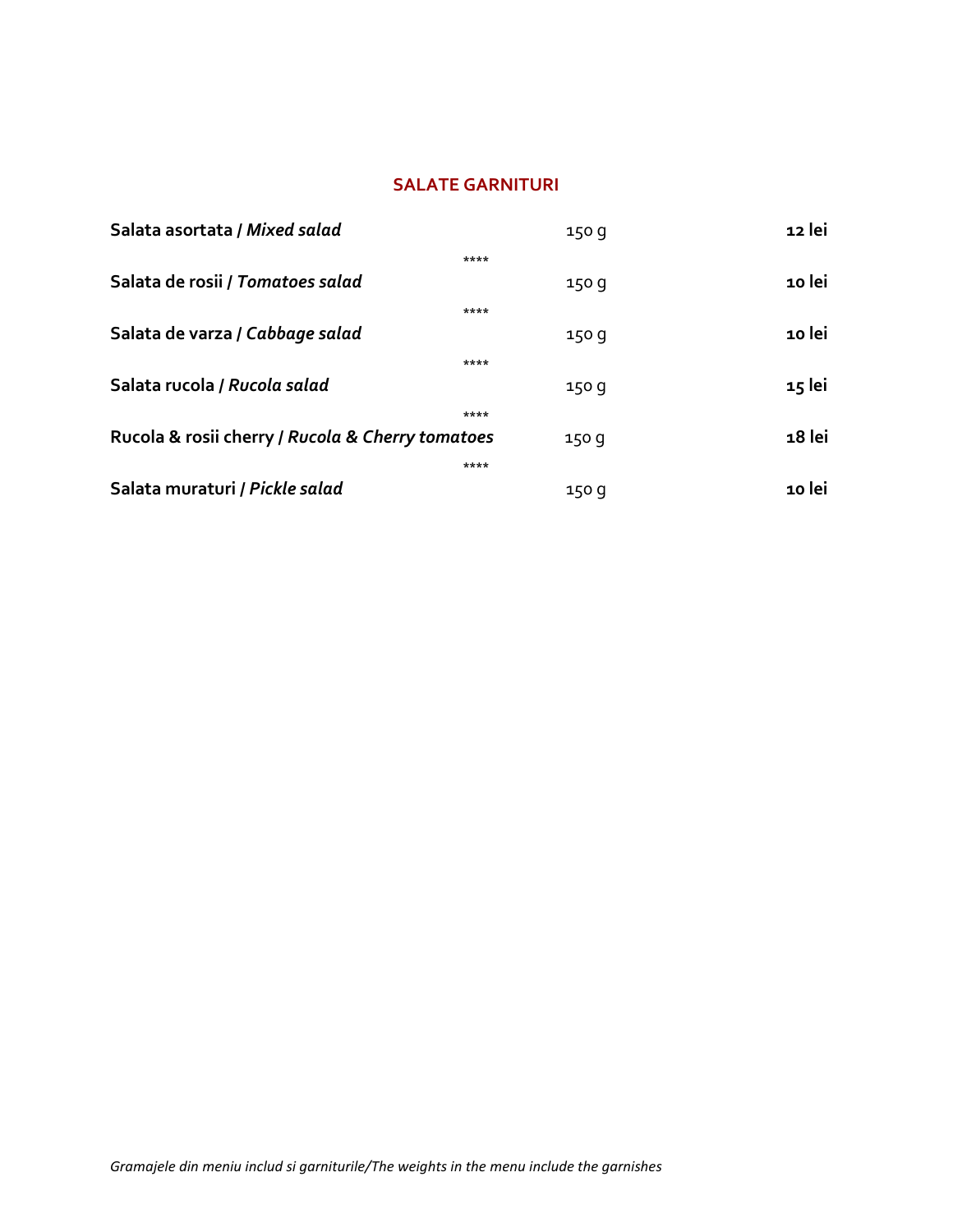## SALATE GARNITURI

| | | |
|---|---|---|
| **Salata asortata / *Mixed salad*** | 150 g | **12 lei** |
| **Salata de rosii / *Tomatoes salad*** | 150 g | **10 lei** |
| **Salata de varza / *Cabbage salad*** | 150 g | **10 lei** |
| **Salata rucola / *Rucola salad*** | 150 g | **15 lei** |
| **Rucola & rosii cherry / *Rucola & Cherry tomatoes*** | 150 g | **18 lei** |
| **Salata muraturi / *Pickle salad*** | 150 g | **10 lei** |

*Gramajele din meniu includ si garniturile/The weights in the menu include the garnishes*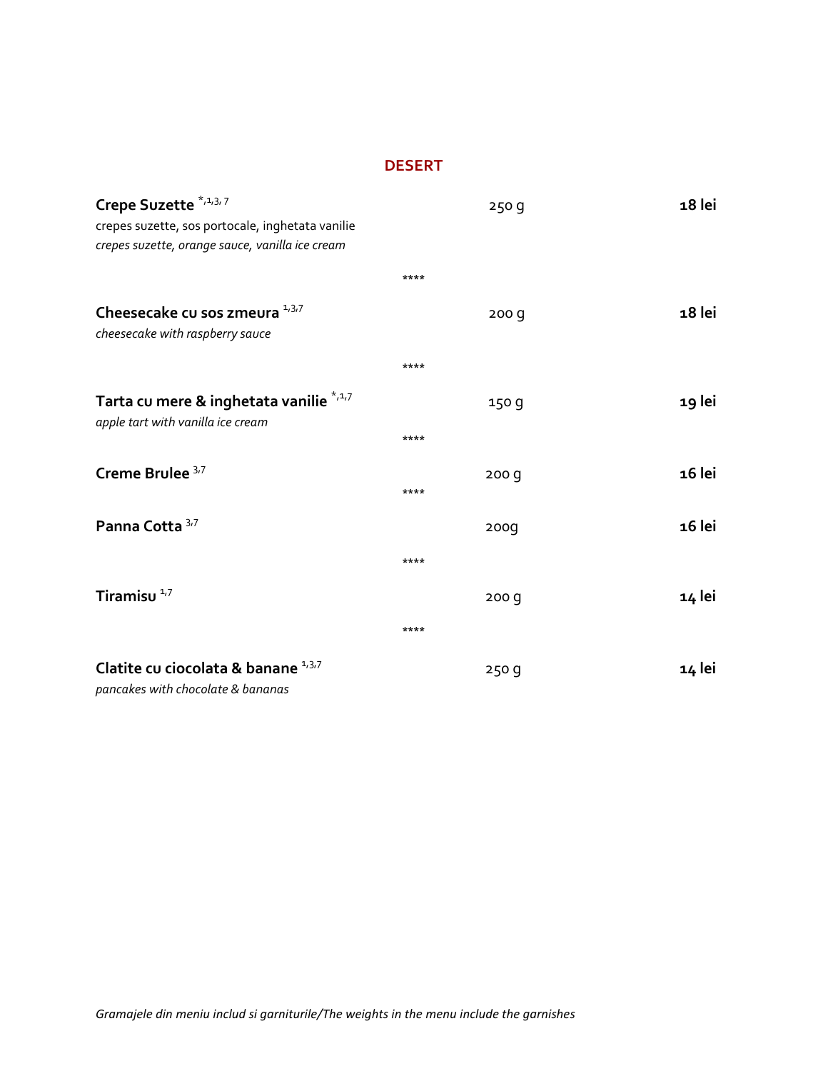## DESERT

**Crepe Suzette** [*,1,3,7] 250 g **18 lei**
crepes suzette, sos portocale, inghetata vanilie
*crepes suzette, orange sauce, vanilla ice cream*

\*\*\*\*

**Cheesecake cu sos zmeura** [1,3,7] 200 g **18 lei**
*cheesecake with raspberry sauce*

\*\*\*\*

**Tarta cu mere & inghetata vanilie** [*,1,7] 150 g **19 lei**
*apple tart with vanilla ice cream*

\*\*\*\*

**Creme Brulee** [3,7] 200 g **16 lei**

\*\*\*\*

**Panna Cotta** [3,7] 200g **16 lei**

\*\*\*\*

**Tiramisu** [1,7] 200 g **14 lei**

\*\*\*\*

**Clatite cu ciocolata & banane** [1,3,7] 250 g **14 lei**
*pancakes with chocolate & bananas*

*Gramajele din meniu includ si garniturile/The weights in the menu include the garnishes*